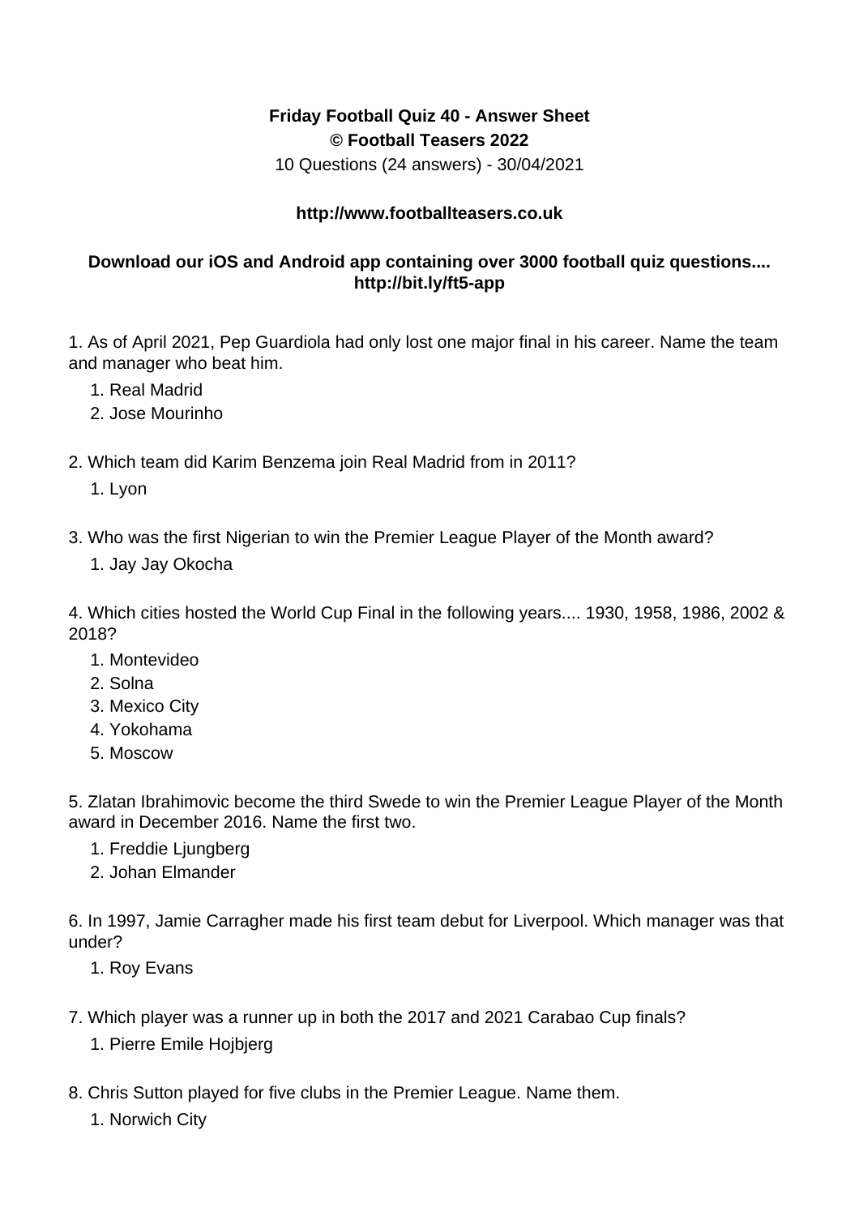**Friday Football Quiz 40 - Answer Sheet**
**© Football Teasers 2022**
10 Questions (24 answers) - 30/04/2021

**http://www.footballteasers.co.uk**

**Download our iOS and Android app containing over 3000 football quiz questions.... http://bit.ly/ft5-app**

1. As of April 2021, Pep Guardiola had only lost one major final in his career. Name the team and manager who beat him.
    1. Real Madrid
    2. Jose Mourinho

2. Which team did Karim Benzema join Real Madrid from in 2011?
    1. Lyon

3. Who was the first Nigerian to win the Premier League Player of the Month award?
    1. Jay Jay Okocha

4. Which cities hosted the World Cup Final in the following years.... 1930, 1958, 1986, 2002 & 2018?
    1. Montevideo
    2. Solna
    3. Mexico City
    4. Yokohama
    5. Moscow

5. Zlatan Ibrahimovic become the third Swede to win the Premier League Player of the Month award in December 2016. Name the first two.
    1. Freddie Ljungberg
    2. Johan Elmander

6. In 1997, Jamie Carragher made his first team debut for Liverpool. Which manager was that under?
    1. Roy Evans

7. Which player was a runner up in both the 2017 and 2021 Carabao Cup finals?
    1. Pierre Emile Hojbjerg

8. Chris Sutton played for five clubs in the Premier League. Name them.
    1. Norwich City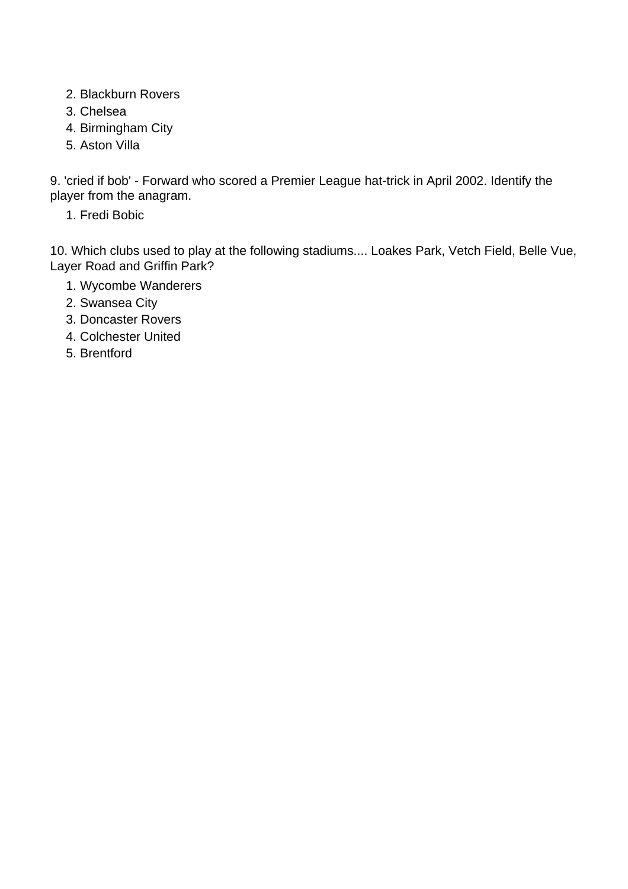2. Blackburn Rovers
3. Chelsea
4. Birmingham City
5. Aston Villa

9. 'cried if bob' - Forward who scored a Premier League hat-trick in April 2002. Identify the player from the anagram.

1. Fredi Bobic

10. Which clubs used to play at the following stadiums.... Loakes Park, Vetch Field, Belle Vue, Layer Road and Griffin Park?

1. Wycombe Wanderers
2. Swansea City
3. Doncaster Rovers
4. Colchester United
5. Brentford